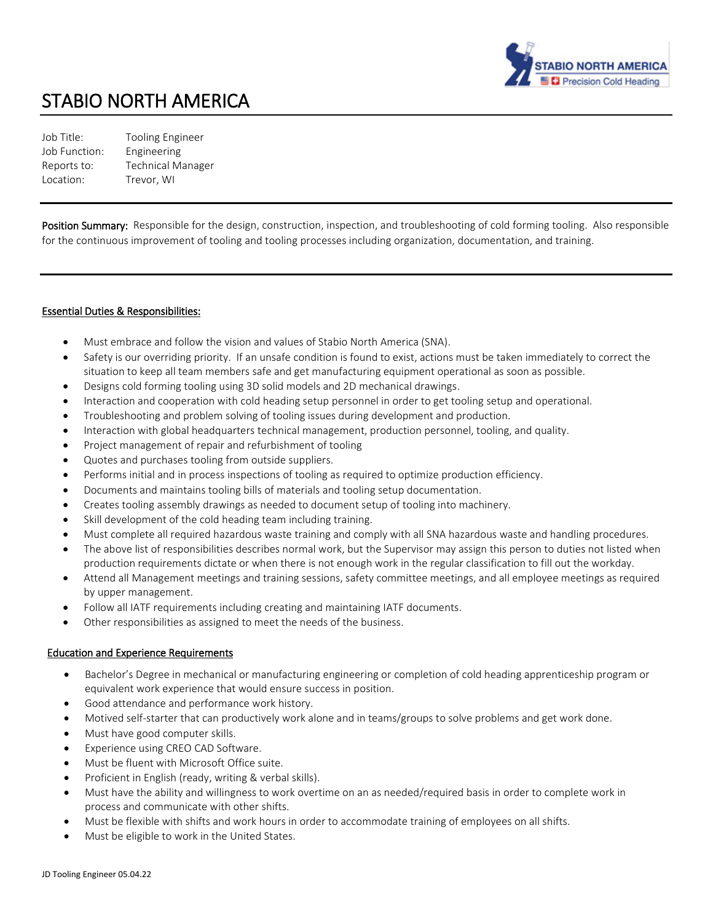# STABIO NORTH AMERICA

Job Title: Tooling Engineer
Job Function: Engineering
Reports to: Technical Manager
Location: Trevor, WI

---

**Position Summary:** Responsible for the design, construction, inspection, and troubleshooting of cold forming tooling. Also responsible for the continuous improvement of tooling and tooling processes including organization, documentation, and training.

---

## Essential Duties & Responsibilities:

- Must embrace and follow the vision and values of Stabio North America (SNA).
- Safety is our overriding priority. If an unsafe condition is found to exist, actions must be taken immediately to correct the situation to keep all team members safe and get manufacturing equipment operational as soon as possible.
- Designs cold forming tooling using 3D solid models and 2D mechanical drawings.
- Interaction and cooperation with cold heading setup personnel in order to get tooling setup and operational.
- Troubleshooting and problem solving of tooling issues during development and production.
- Interaction with global headquarters technical management, production personnel, tooling, and quality.
- Project management of repair and refurbishment of tooling
- Quotes and purchases tooling from outside suppliers.
- Performs initial and in process inspections of tooling as required to optimize production efficiency.
- Documents and maintains tooling bills of materials and tooling setup documentation.
- Creates tooling assembly drawings as needed to document setup of tooling into machinery.
- Skill development of the cold heading team including training.
- Must complete all required hazardous waste training and comply with all SNA hazardous waste and handling procedures.
- The above list of responsibilities describes normal work, but the Supervisor may assign this person to duties not listed when production requirements dictate or when there is not enough work in the regular classification to fill out the workday.
- Attend all Management meetings and training sessions, safety committee meetings, and all employee meetings as required by upper management.
- Follow all IATF requirements including creating and maintaining IATF documents.
- Other responsibilities as assigned to meet the needs of the business.

## Education and Experience Requirements

- Bachelor's Degree in mechanical or manufacturing engineering or completion of cold heading apprenticeship program or equivalent work experience that would ensure success in position.
- Good attendance and performance work history.
- Motived self-starter that can productively work alone and in teams/groups to solve problems and get work done.
- Must have good computer skills.
- Experience using CREO CAD Software.
- Must be fluent with Microsoft Office suite.
- Proficient in English (ready, writing & verbal skills).
- Must have the ability and willingness to work overtime on an as needed/required basis in order to complete work in process and communicate with other shifts.
- Must be flexible with shifts and work hours in order to accommodate training of employees on all shifts.
- Must be eligible to work in the United States.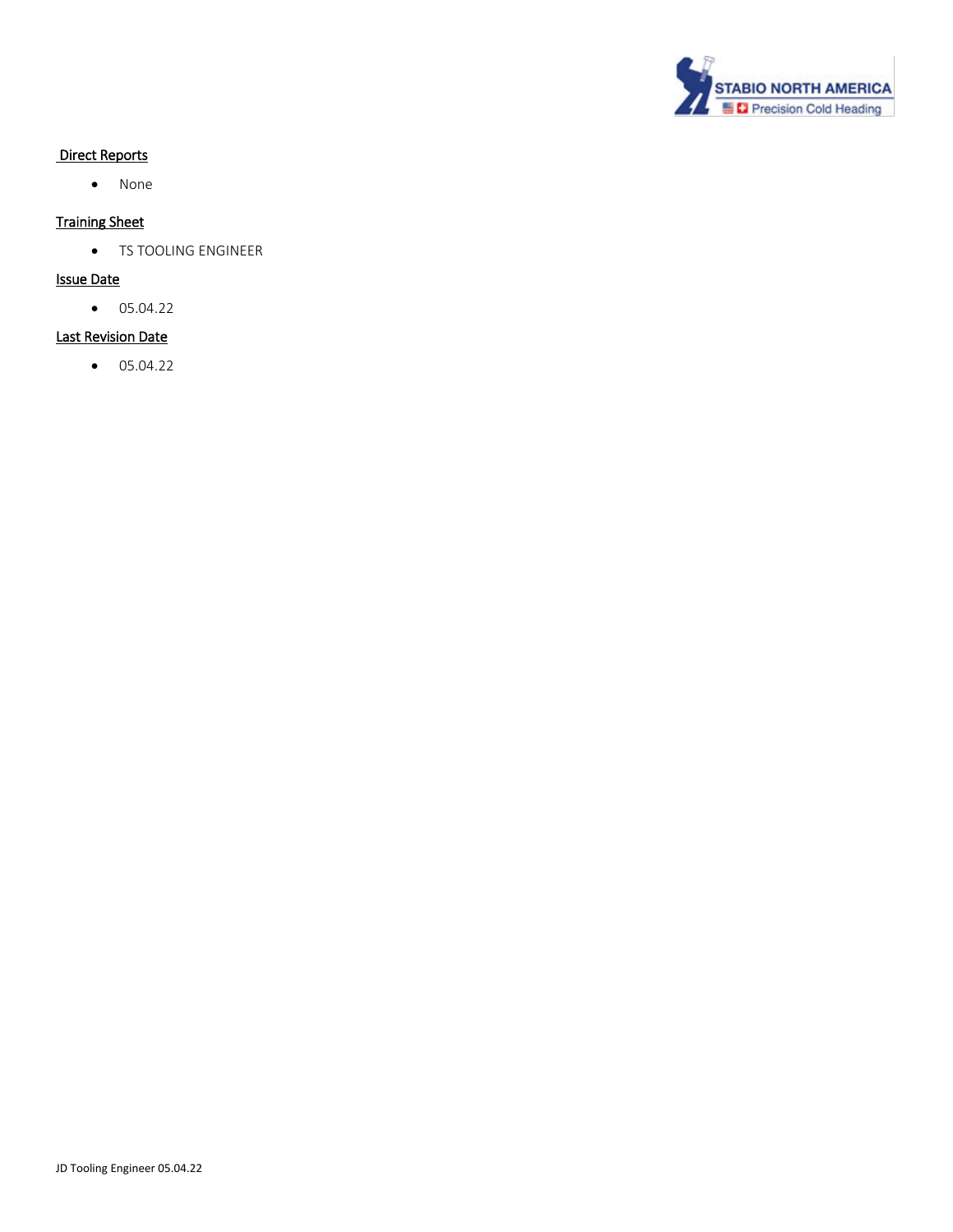Direct Reports

- None

Training Sheet

- TS TOOLING ENGINEER

Issue Date

- 05.04.22

Last Revision Date

- 05.04.22